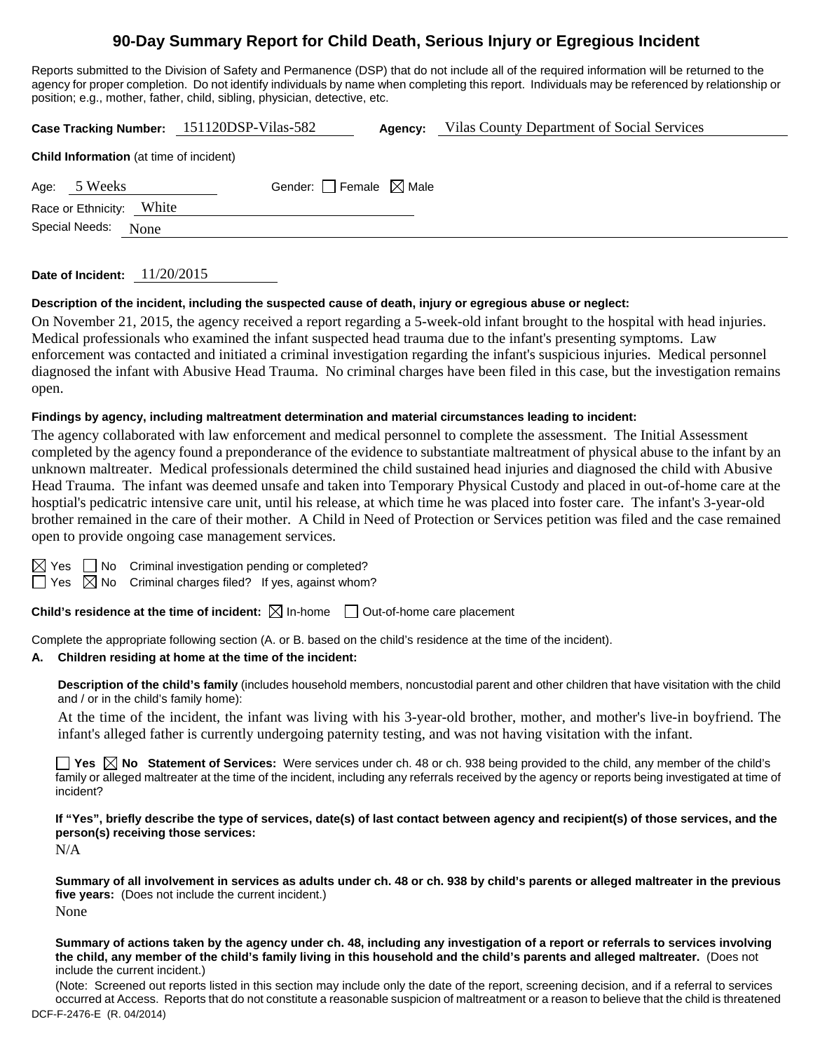# 90-Day Summary Report for Child Death, Serious Injury or Egregious Incident

Reports submitted to the Division of Safety and Permanence (DSP) that do not include all of the required information will be returned to the agency for proper completion. Do not identify individuals by name when completing this report. Individuals may be referenced by relationship or position; e.g., mother, father, child, sibling, physician, detective, etc.

**Case Tracking Number:** 151120DSP-Vilas-582 **Agency:** Vilas County Department of Social Services

**Child Information** (at time of incident)

Age: 5 Weeks Gender: ☐ Female ☒ Male

Race or Ethnicity: White

Special Needs: None

**Date of Incident:** 11/20/2015

**Description of the incident, including the suspected cause of death, injury or egregious abuse or neglect:**

On November 21, 2015, the agency received a report regarding a 5-week-old infant brought to the hospital with head injuries. Medical professionals who examined the infant suspected head trauma due to the infant's presenting symptoms. Law enforcement was contacted and initiated a criminal investigation regarding the infant's suspicious injuries. Medical personnel diagnosed the infant with Abusive Head Trauma. No criminal charges have been filed in this case, but the investigation remains open.

**Findings by agency, including maltreatment determination and material circumstances leading to incident:**

The agency collaborated with law enforcement and medical personnel to complete the assessment. The Initial Assessment completed by the agency found a preponderance of the evidence to substantiate maltreatment of physical abuse to the infant by an unknown maltreater. Medical professionals determined the child sustained head injuries and diagnosed the child with Abusive Head Trauma. The infant was deemed unsafe and taken into Temporary Physical Custody and placed in out-of-home care at the hosptial's pedicatric intensive care unit, until his release, at which time he was placed into foster care. The infant's 3-year-old brother remained in the care of their mother. A Child in Need of Protection or Services petition was filed and the case remained open to provide ongoing case management services.

☒ Yes ☐ No Criminal investigation pending or completed?
☐ Yes ☒ No Criminal charges filed? If yes, against whom?

**Child's residence at the time of incident:** ☒ In-home ☐ Out-of-home care placement

Complete the appropriate following section (A. or B. based on the child's residence at the time of the incident).

**A. Children residing at home at the time of the incident:**

**Description of the child's family** (includes household members, noncustodial parent and other children that have visitation with the child and / or in the child's family home):

At the time of the incident, the infant was living with his 3-year-old brother, mother, and mother's live-in boyfriend. The infant's alleged father is currently undergoing paternity testing, and was not having visitation with the infant.

☐ **Yes** ☒ **No Statement of Services:** Were services under ch. 48 or ch. 938 being provided to the child, any member of the child's family or alleged maltreater at the time of the incident, including any referrals received by the agency or reports being investigated at time of incident?

**If "Yes", briefly describe the type of services, date(s) of last contact between agency and recipient(s) of those services, and the person(s) receiving those services:**

N/A

**Summary of all involvement in services as adults under ch. 48 or ch. 938 by child's parents or alleged maltreater in the previous five years:** (Does not include the current incident.)

None

**Summary of actions taken by the agency under ch. 48, including any investigation of a report or referrals to services involving the child, any member of the child's family living in this household and the child's parents and alleged maltreater.** (Does not include the current incident.)

(Note: Screened out reports listed in this section may include only the date of the report, screening decision, and if a referral to services occurred at Access. Reports that do not constitute a reasonable suspicion of maltreatment or a reason to believe that the child is threatened

DCF-F-2476-E (R. 04/2014)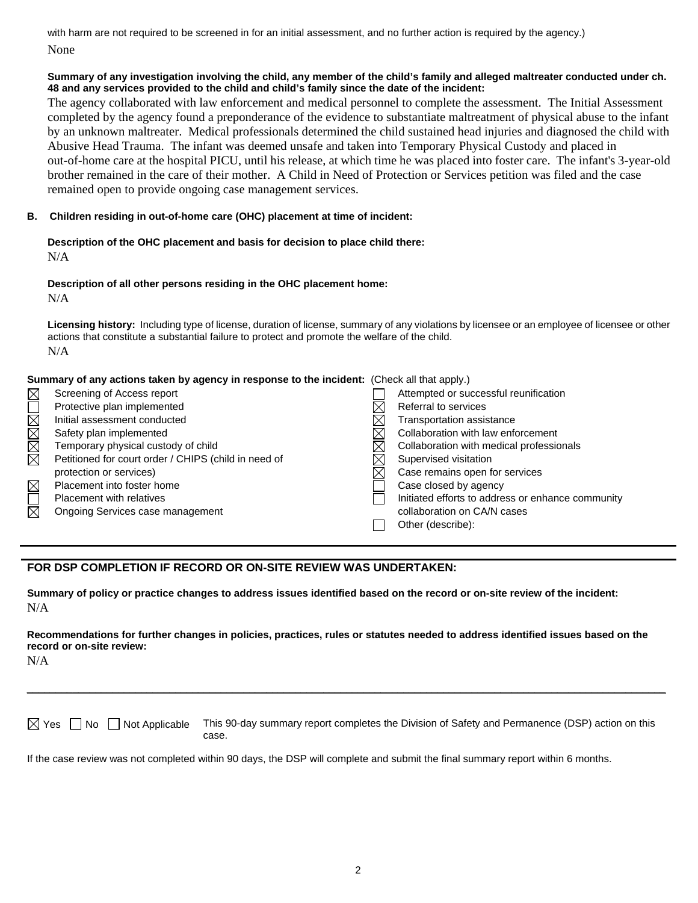with harm are not required to be screened in for an initial assessment, and no further action is required by the agency.)

None

**Summary of any investigation involving the child, any member of the child's family and alleged maltreater conducted under ch. 48 and any services provided to the child and child's family since the date of the incident:**

The agency collaborated with law enforcement and medical personnel to complete the assessment. The Initial Assessment completed by the agency found a preponderance of the evidence to substantiate maltreatment of physical abuse to the infant by an unknown maltreater. Medical professionals determined the child sustained head injuries and diagnosed the child with Abusive Head Trauma. The infant was deemed unsafe and taken into Temporary Physical Custody and placed in out-of-home care at the hospital PICU, until his release, at which time he was placed into foster care. The infant's 3-year-old brother remained in the care of their mother. A Child in Need of Protection or Services petition was filed and the case remained open to provide ongoing case management services.

**B. Children residing in out-of-home care (OHC) placement at time of incident:**

**Description of the OHC placement and basis for decision to place child there:**

N/A

**Description of all other persons residing in the OHC placement home:**

N/A

**Licensing history:** Including type of license, duration of license, summary of any violations by licensee or an employee of licensee or other actions that constitute a substantial failure to protect and promote the welfare of the child.

N/A

**Summary of any actions taken by agency in response to the incident:** (Check all that apply.)

- ☒ Screening of Access report
- ☐ Protective plan implemented
- ☒ Initial assessment conducted
- ☒ Safety plan implemented
- ☒ Temporary physical custody of child
- ☒ Petitioned for court order / CHIPS (child in need of protection or services)
- ☒ Placement into foster home
- ☐ Placement with relatives
- ☒ Ongoing Services case management
- ☐ Attempted or successful reunification
- ☒ Referral to services
- ☒ Transportation assistance
- ☒ Collaboration with law enforcement
- ☒ Collaboration with medical professionals
- ☒ Supervised visitation
- ☒ Case remains open for services
- ☐ Case closed by agency
- ☐ Initiated efforts to address or enhance community collaboration on CA/N cases
- ☐ Other (describe):

## FOR DSP COMPLETION IF RECORD OR ON-SITE REVIEW WAS UNDERTAKEN:

**Summary of policy or practice changes to address issues identified based on the record or on-site review of the incident:**

N/A

**Recommendations for further changes in policies, practices, rules or statutes needed to address identified issues based on the record or on-site review:**

N/A

☒ Yes ☐ No ☐ Not Applicable This 90-day summary report completes the Division of Safety and Permanence (DSP) action on this case.

If the case review was not completed within 90 days, the DSP will complete and submit the final summary report within 6 months.